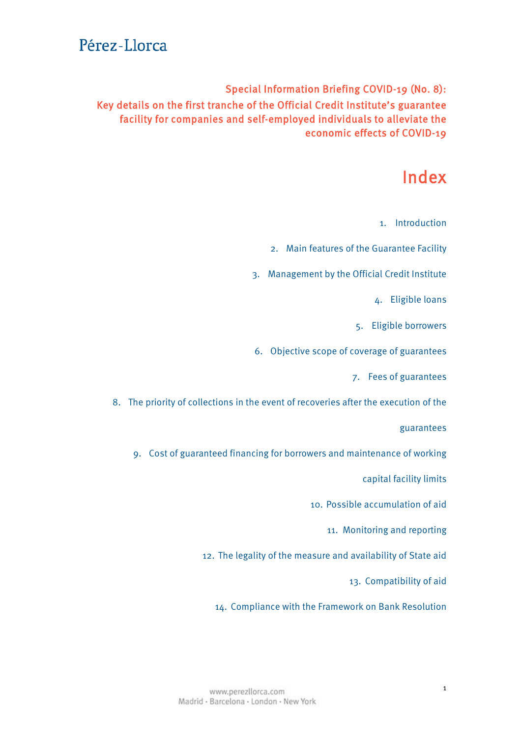Pérez-Llorca

# Special Information Briefing COVID-19 (No. 8): Key details on the first tranche of the Official Credit Institute's guarantee facility for companies and self-employed individuals to alleviate the economic effects of COVID-19

## Index

1. Introduction
2. Main features of the Guarantee Facility
3. Management by the Official Credit Institute
4. Eligible loans
5. Eligible borrowers
6. Objective scope of coverage of guarantees
7. Fees of guarantees
8. The priority of collections in the event of recoveries after the execution of the guarantees
9. Cost of guaranteed financing for borrowers and maintenance of working capital facility limits
10. Possible accumulation of aid
11. Monitoring and reporting
12. The legality of the measure and availability of State aid
13. Compatibility of aid
14. Compliance with the Framework on Bank Resolution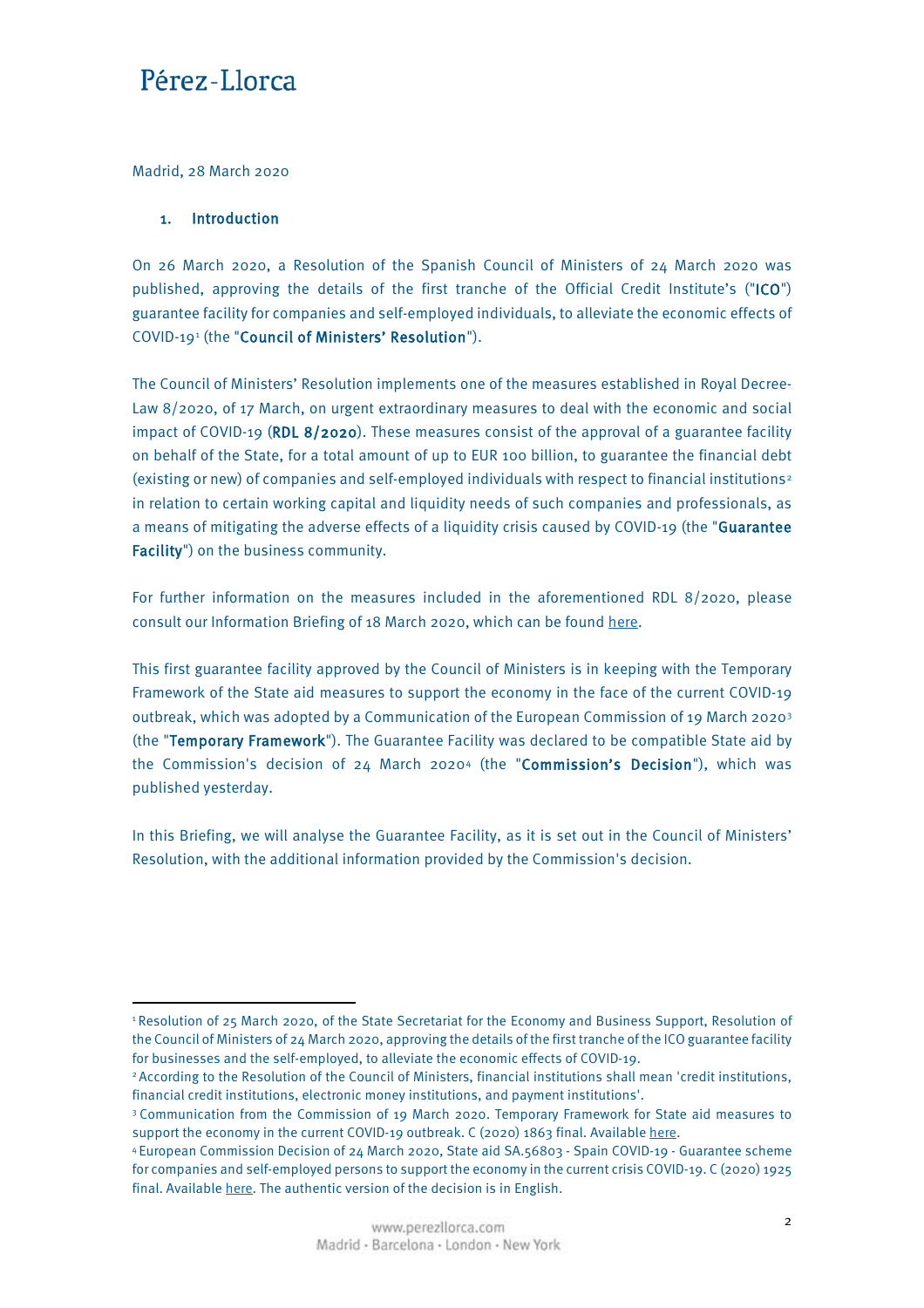Pérez-Llorca

Madrid, 28 March 2020

## 1. Introduction

On 26 March 2020, a Resolution of the Spanish Council of Ministers of 24 March 2020 was published, approving the details of the first tranche of the Official Credit Institute's ("**ICO**") guarantee facility for companies and self-employed individuals, to alleviate the economic effects of COVID-19[1] (the "**Council of Ministers' Resolution**").

The Council of Ministers' Resolution implements one of the measures established in Royal Decree-Law 8/2020, of 17 March, on urgent extraordinary measures to deal with the economic and social impact of COVID-19 (**RDL 8/2020**). These measures consist of the approval of a guarantee facility on behalf of the State, for a total amount of up to EUR 100 billion, to guarantee the financial debt (existing or new) of companies and self-employed individuals with respect to financial institutions[2] in relation to certain working capital and liquidity needs of such companies and professionals, as a means of mitigating the adverse effects of a liquidity crisis caused by COVID-19 (the "**Guarantee Facility**") on the business community.

For further information on the measures included in the aforementioned RDL 8/2020, please consult our Information Briefing of 18 March 2020, which can be found here.

This first guarantee facility approved by the Council of Ministers is in keeping with the Temporary Framework of the State aid measures to support the economy in the face of the current COVID-19 outbreak, which was adopted by a Communication of the European Commission of 19 March 2020[3] (the "**Temporary Framework**"). The Guarantee Facility was declared to be compatible State aid by the Commission's decision of 24 March 2020[4] (the "**Commission's Decision**"), which was published yesterday.

In this Briefing, we will analyse the Guarantee Facility, as it is set out in the Council of Ministers' Resolution, with the additional information provided by the Commission's decision.

---

[1] Resolution of 25 March 2020, of the State Secretariat for the Economy and Business Support, Resolution of the Council of Ministers of 24 March 2020, approving the details of the first tranche of the ICO guarantee facility for businesses and the self-employed, to alleviate the economic effects of COVID-19.

[2] According to the Resolution of the Council of Ministers, financial institutions shall mean 'credit institutions, financial credit institutions, electronic money institutions, and payment institutions'.

[3] Communication from the Commission of 19 March 2020. Temporary Framework for State aid measures to support the economy in the current COVID-19 outbreak. C (2020) 1863 final. Available here.

[4] European Commission Decision of 24 March 2020, State aid SA.56803 - Spain COVID-19 - Guarantee scheme for companies and self-employed persons to support the economy in the current crisis COVID-19. C (2020) 1925 final. Available here. The authentic version of the decision is in English.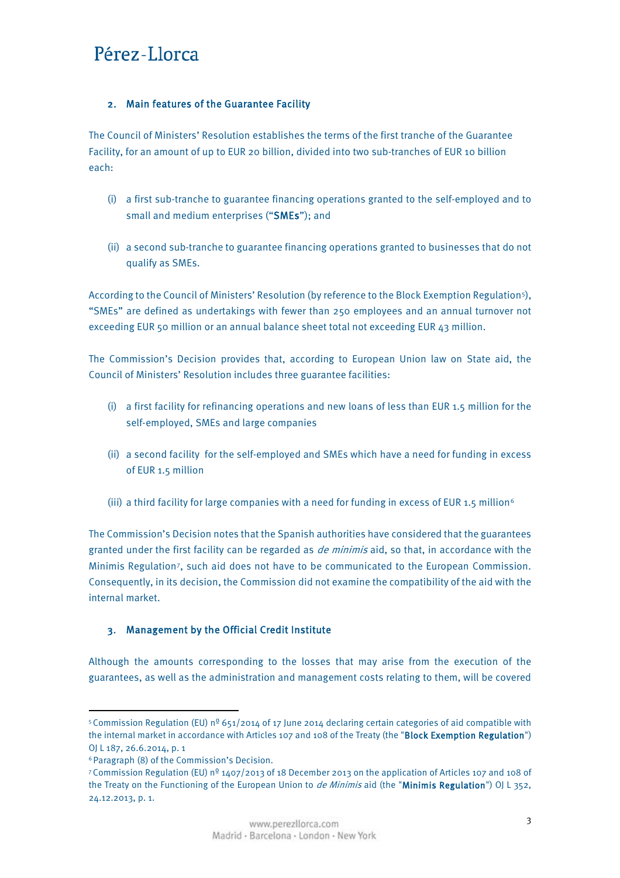## 2. Main features of the Guarantee Facility

The Council of Ministers' Resolution establishes the terms of the first tranche of the Guarantee Facility, for an amount of up to EUR 20 billion, divided into two sub-tranches of EUR 10 billion each:

(i) a first sub-tranche to guarantee financing operations granted to the self-employed and to small and medium enterprises (**"SMEs"**); and

(ii) a second sub-tranche to guarantee financing operations granted to businesses that do not qualify as SMEs.

According to the Council of Ministers' Resolution (by reference to the Block Exemption Regulation[5]), "SMEs" are defined as undertakings with fewer than 250 employees and an annual turnover not exceeding EUR 50 million or an annual balance sheet total not exceeding EUR 43 million.

The Commission's Decision provides that, according to European Union law on State aid, the Council of Ministers' Resolution includes three guarantee facilities:

(i) a first facility for refinancing operations and new loans of less than EUR 1.5 million for the self-employed, SMEs and large companies

(ii) a second facility for the self-employed and SMEs which have a need for funding in excess of EUR 1.5 million

(iii) a third facility for large companies with a need for funding in excess of EUR 1.5 million[6]

The Commission's Decision notes that the Spanish authorities have considered that the guarantees granted under the first facility can be regarded as *de minimis* aid, so that, in accordance with the Minimis Regulation[7], such aid does not have to be communicated to the European Commission. Consequently, in its decision, the Commission did not examine the compatibility of the aid with the internal market.

## 3. Management by the Official Credit Institute

Although the amounts corresponding to the losses that may arise from the execution of the guarantees, as well as the administration and management costs relating to them, will be covered

---

[5] Commission Regulation (EU) nº 651/2014 of 17 June 2014 declaring certain categories of aid compatible with the internal market in accordance with Articles 107 and 108 of the Treaty (the "**Block Exemption Regulation**") OJ L 187, 26.6.2014, p. 1

[6] Paragraph (8) of the Commission's Decision.

[7] Commission Regulation (EU) nº 1407/2013 of 18 December 2013 on the application of Articles 107 and 108 of the Treaty on the Functioning of the European Union to *de Minimis* aid (the "**Minimis Regulation**") OJ L 352, 24.12.2013, p. 1.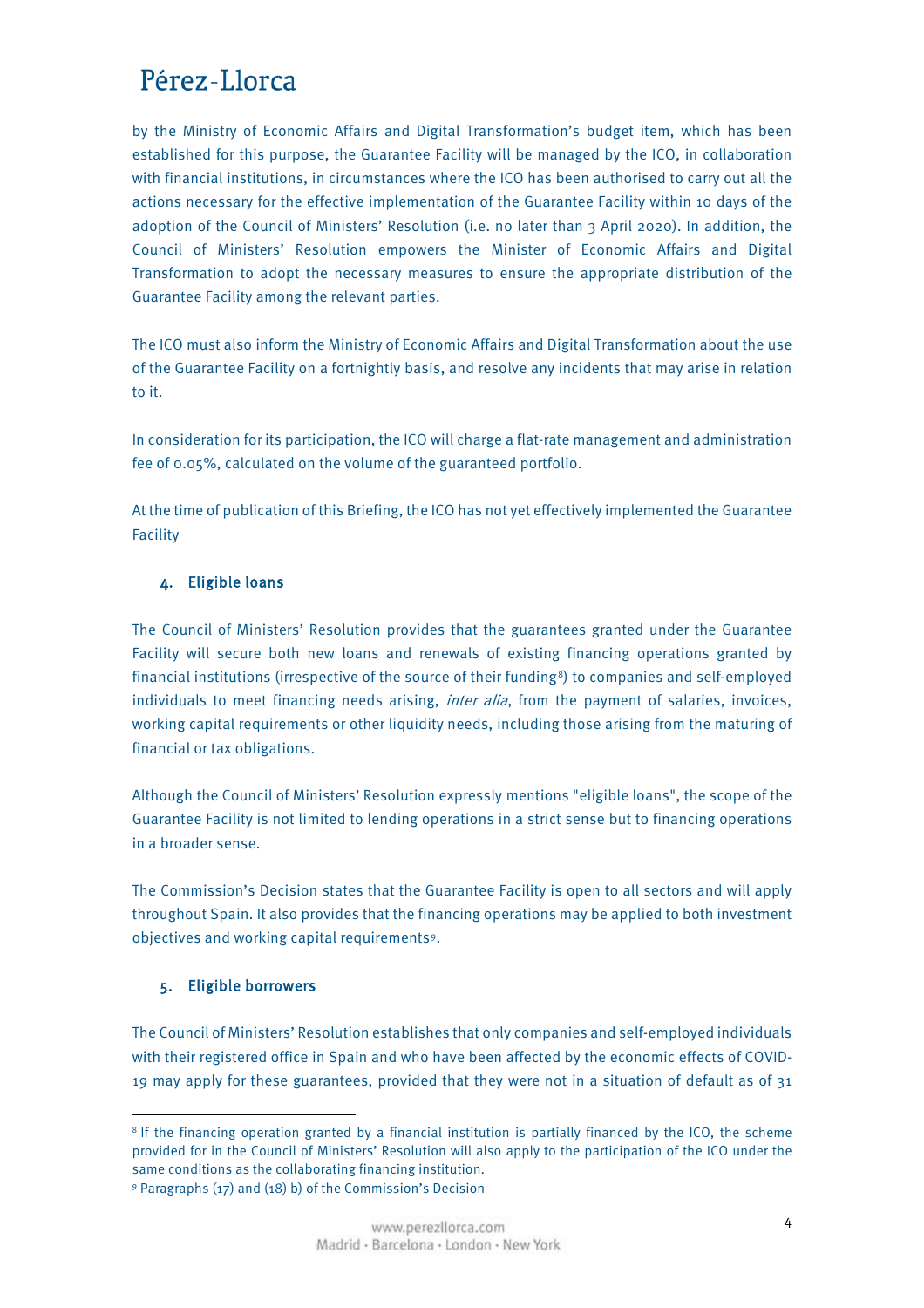by the Ministry of Economic Affairs and Digital Transformation's budget item, which has been established for this purpose, the Guarantee Facility will be managed by the ICO, in collaboration with financial institutions, in circumstances where the ICO has been authorised to carry out all the actions necessary for the effective implementation of the Guarantee Facility within 10 days of the adoption of the Council of Ministers' Resolution (i.e. no later than 3 April 2020). In addition, the Council of Ministers' Resolution empowers the Minister of Economic Affairs and Digital Transformation to adopt the necessary measures to ensure the appropriate distribution of the Guarantee Facility among the relevant parties.

The ICO must also inform the Ministry of Economic Affairs and Digital Transformation about the use of the Guarantee Facility on a fortnightly basis, and resolve any incidents that may arise in relation to it.

In consideration for its participation, the ICO will charge a flat-rate management and administration fee of 0.05%, calculated on the volume of the guaranteed portfolio.

At the time of publication of this Briefing, the ICO has not yet effectively implemented the Guarantee Facility

## 4. Eligible loans

The Council of Ministers' Resolution provides that the guarantees granted under the Guarantee Facility will secure both new loans and renewals of existing financing operations granted by financial institutions (irrespective of the source of their funding[8]) to companies and self-employed individuals to meet financing needs arising, *inter alia*, from the payment of salaries, invoices, working capital requirements or other liquidity needs, including those arising from the maturing of financial or tax obligations.

Although the Council of Ministers' Resolution expressly mentions "eligible loans", the scope of the Guarantee Facility is not limited to lending operations in a strict sense but to financing operations in a broader sense.

The Commission's Decision states that the Guarantee Facility is open to all sectors and will apply throughout Spain. It also provides that the financing operations may be applied to both investment objectives and working capital requirements[9].

## 5. Eligible borrowers

The Council of Ministers' Resolution establishes that only companies and self-employed individuals with their registered office in Spain and who have been affected by the economic effects of COVID-19 may apply for these guarantees, provided that they were not in a situation of default as of 31

---

[8] If the financing operation granted by a financial institution is partially financed by the ICO, the scheme provided for in the Council of Ministers' Resolution will also apply to the participation of the ICO under the same conditions as the collaborating financing institution.

[9] Paragraphs (17) and (18) b) of the Commission's Decision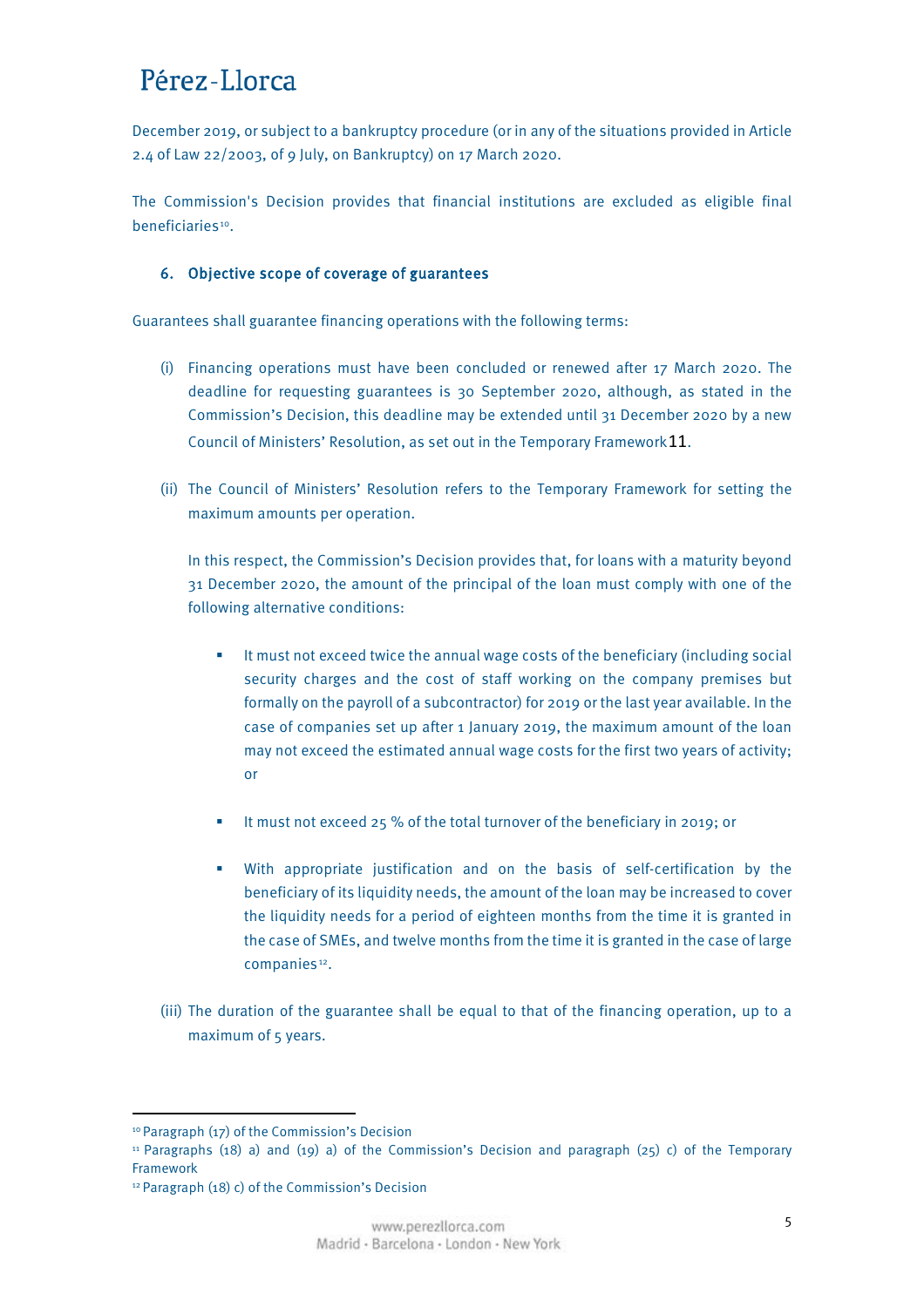December 2019, or subject to a bankruptcy procedure (or in any of the situations provided in Article 2.4 of Law 22/2003, of 9 July, on Bankruptcy) on 17 March 2020.

The Commission's Decision provides that financial institutions are excluded as eligible final beneficiaries[10].

### 6. Objective scope of coverage of guarantees

Guarantees shall guarantee financing operations with the following terms:

(i) Financing operations must have been concluded or renewed after 17 March 2020. The deadline for requesting guarantees is 30 September 2020, although, as stated in the Commission's Decision, this deadline may be extended until 31 December 2020 by a new Council of Ministers' Resolution, as set out in the Temporary Framework[11].

(ii) The Council of Ministers' Resolution refers to the Temporary Framework for setting the maximum amounts per operation.

In this respect, the Commission's Decision provides that, for loans with a maturity beyond 31 December 2020, the amount of the principal of the loan must comply with one of the following alternative conditions:

- It must not exceed twice the annual wage costs of the beneficiary (including social security charges and the cost of staff working on the company premises but formally on the payroll of a subcontractor) for 2019 or the last year available. In the case of companies set up after 1 January 2019, the maximum amount of the loan may not exceed the estimated annual wage costs for the first two years of activity; or

- It must not exceed 25 % of the total turnover of the beneficiary in 2019; or

- With appropriate justification and on the basis of self-certification by the beneficiary of its liquidity needs, the amount of the loan may be increased to cover the liquidity needs for a period of eighteen months from the time it is granted in the case of SMEs, and twelve months from the time it is granted in the case of large companies[12].

(iii) The duration of the guarantee shall be equal to that of the financing operation, up to a maximum of 5 years.

---

[10] Paragraph (17) of the Commission's Decision

[11] Paragraphs (18) a) and (19) a) of the Commission's Decision and paragraph (25) c) of the Temporary Framework

[12] Paragraph (18) c) of the Commission's Decision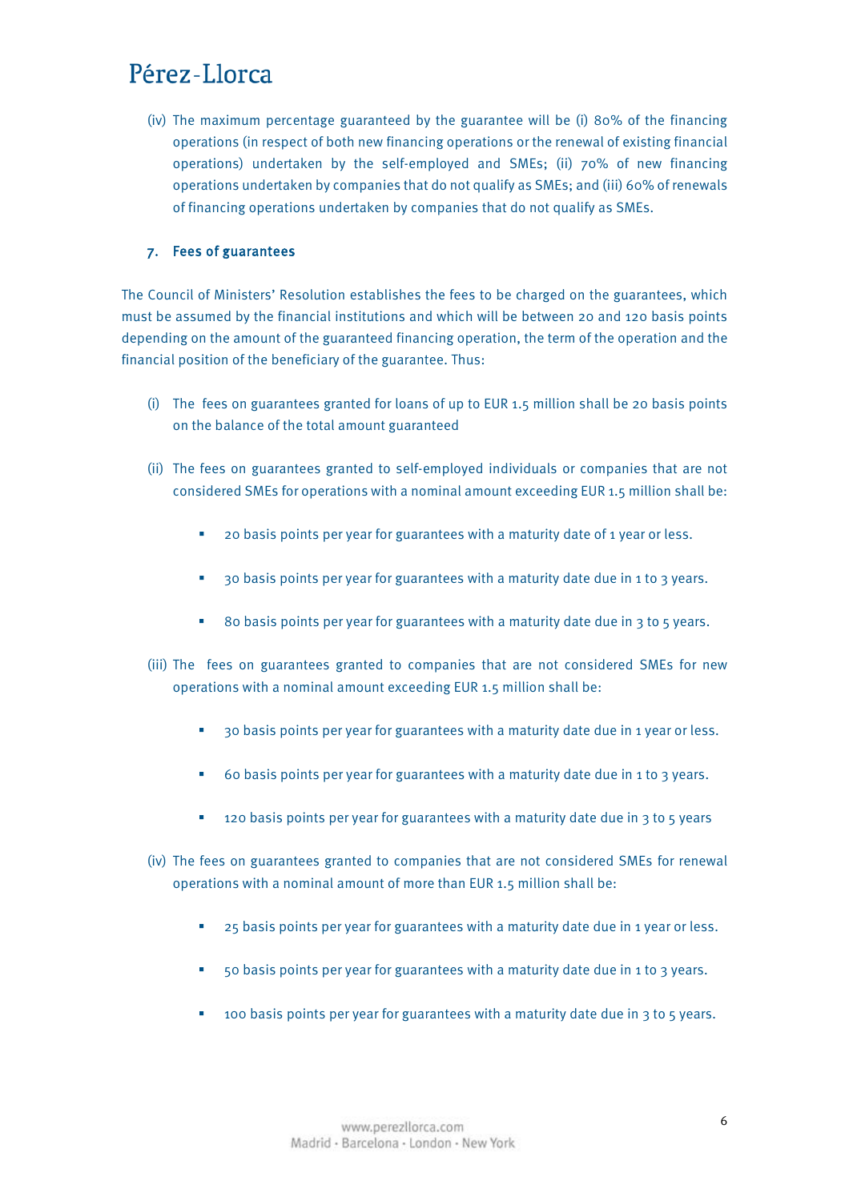(iv) The maximum percentage guaranteed by the guarantee will be (i) 80% of the financing operations (in respect of both new financing operations or the renewal of existing financial operations) undertaken by the self-employed and SMEs; (ii) 70% of new financing operations undertaken by companies that do not qualify as SMEs; and (iii) 60% of renewals of financing operations undertaken by companies that do not qualify as SMEs.

## 7. Fees of guarantees

The Council of Ministers' Resolution establishes the fees to be charged on the guarantees, which must be assumed by the financial institutions and which will be between 20 and 120 basis points depending on the amount of the guaranteed financing operation, the term of the operation and the financial position of the beneficiary of the guarantee. Thus:

(i) The fees on guarantees granted for loans of up to EUR 1.5 million shall be 20 basis points on the balance of the total amount guaranteed

(ii) The fees on guarantees granted to self-employed individuals or companies that are not considered SMEs for operations with a nominal amount exceeding EUR 1.5 million shall be:

- 20 basis points per year for guarantees with a maturity date of 1 year or less.
- 30 basis points per year for guarantees with a maturity date due in 1 to 3 years.
- 80 basis points per year for guarantees with a maturity date due in 3 to 5 years.

(iii) The fees on guarantees granted to companies that are not considered SMEs for new operations with a nominal amount exceeding EUR 1.5 million shall be:

- 30 basis points per year for guarantees with a maturity date due in 1 year or less.
- 60 basis points per year for guarantees with a maturity date due in 1 to 3 years.
- 120 basis points per year for guarantees with a maturity date due in 3 to 5 years

(iv) The fees on guarantees granted to companies that are not considered SMEs for renewal operations with a nominal amount of more than EUR 1.5 million shall be:

- 25 basis points per year for guarantees with a maturity date due in 1 year or less.
- 50 basis points per year for guarantees with a maturity date due in 1 to 3 years.
- 100 basis points per year for guarantees with a maturity date due in 3 to 5 years.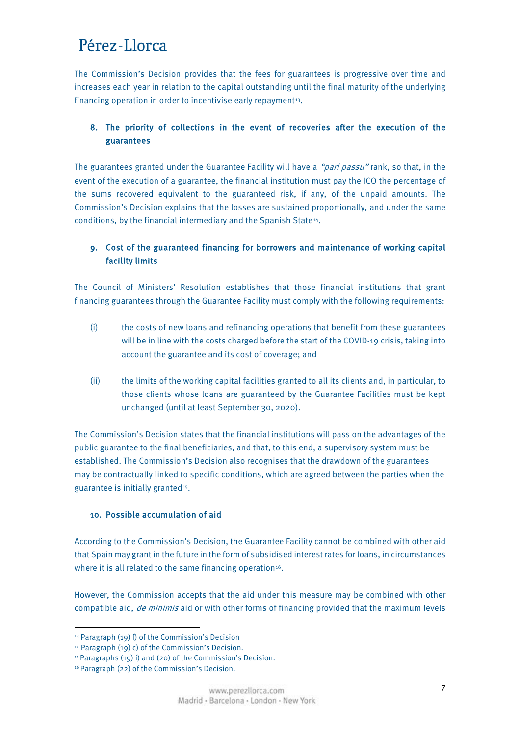The Commission's Decision provides that the fees for guarantees is progressive over time and increases each year in relation to the capital outstanding until the final maturity of the underlying financing operation in order to incentivise early repayment[13].

## 8. The priority of collections in the event of recoveries after the execution of the guarantees

The guarantees granted under the Guarantee Facility will have a *"pari passu"* rank, so that, in the event of the execution of a guarantee, the financial institution must pay the ICO the percentage of the sums recovered equivalent to the guaranteed risk, if any, of the unpaid amounts. The Commission's Decision explains that the losses are sustained proportionally, and under the same conditions, by the financial intermediary and the Spanish State[14].

## 9. Cost of the guaranteed financing for borrowers and maintenance of working capital facility limits

The Council of Ministers' Resolution establishes that those financial institutions that grant financing guarantees through the Guarantee Facility must comply with the following requirements:

(i) the costs of new loans and refinancing operations that benefit from these guarantees will be in line with the costs charged before the start of the COVID-19 crisis, taking into account the guarantee and its cost of coverage; and

(ii) the limits of the working capital facilities granted to all its clients and, in particular, to those clients whose loans are guaranteed by the Guarantee Facilities must be kept unchanged (until at least September 30, 2020).

The Commission's Decision states that the financial institutions will pass on the advantages of the public guarantee to the final beneficiaries, and that, to this end, a supervisory system must be established. The Commission's Decision also recognises that the drawdown of the guarantees may be contractually linked to specific conditions, which are agreed between the parties when the guarantee is initially granted[15].

## 10. Possible accumulation of aid

According to the Commission's Decision, the Guarantee Facility cannot be combined with other aid that Spain may grant in the future in the form of subsidised interest rates for loans, in circumstances where it is all related to the same financing operation[16].

However, the Commission accepts that the aid under this measure may be combined with other compatible aid, *de minimis* aid or with other forms of financing provided that the maximum levels

---

[13] Paragraph (19) f) of the Commission's Decision

[14] Paragraph (19) c) of the Commission's Decision.

[15] Paragraphs (19) i) and (20) of the Commission's Decision.

[16] Paragraph (22) of the Commission's Decision.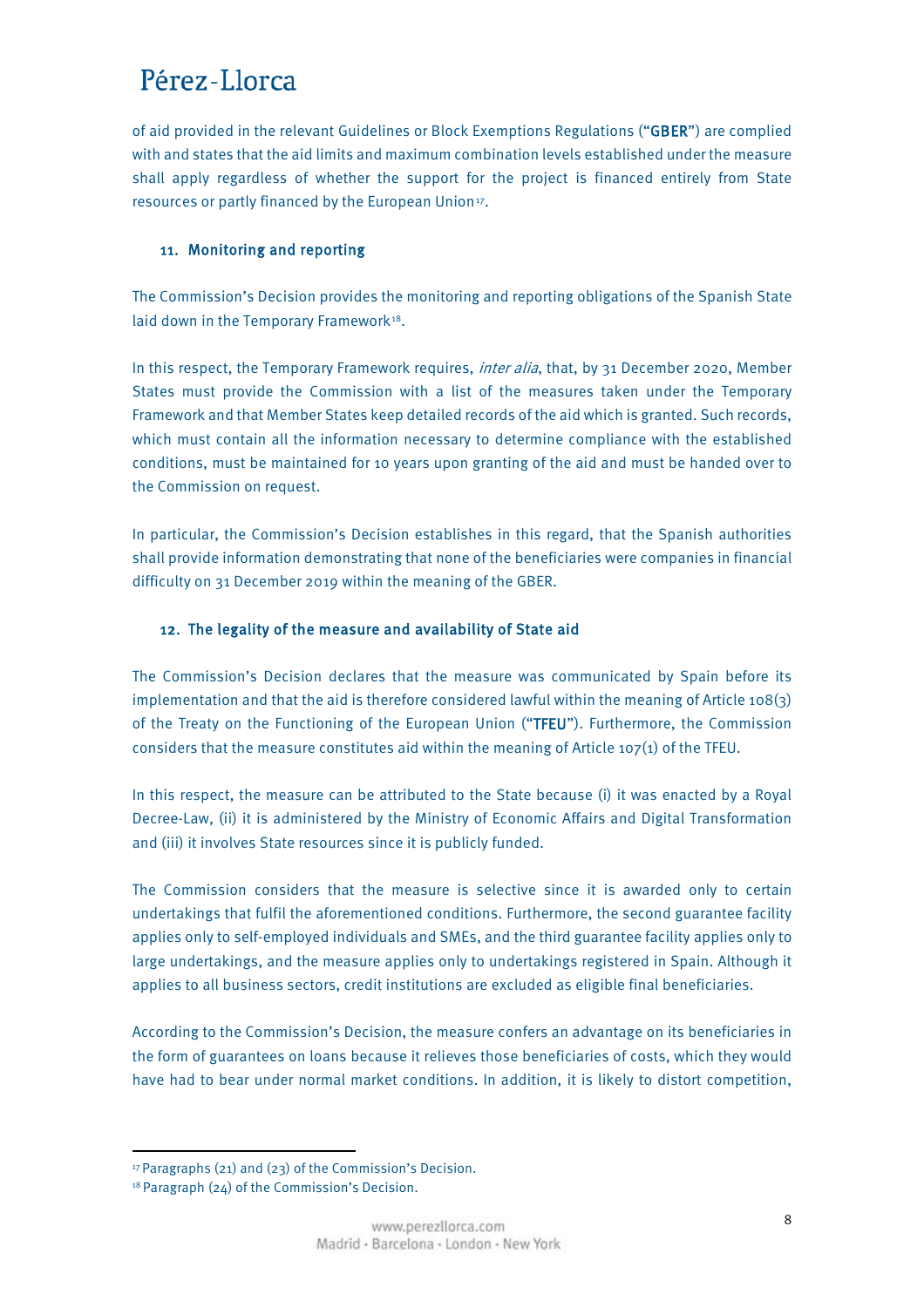of aid provided in the relevant Guidelines or Block Exemptions Regulations ("**GBER**") are complied with and states that the aid limits and maximum combination levels established under the measure shall apply regardless of whether the support for the project is financed entirely from State resources or partly financed by the European Union[17].

### 11. Monitoring and reporting

The Commission's Decision provides the monitoring and reporting obligations of the Spanish State laid down in the Temporary Framework[18].

In this respect, the Temporary Framework requires, *inter alia*, that, by 31 December 2020, Member States must provide the Commission with a list of the measures taken under the Temporary Framework and that Member States keep detailed records of the aid which is granted. Such records, which must contain all the information necessary to determine compliance with the established conditions, must be maintained for 10 years upon granting of the aid and must be handed over to the Commission on request.

In particular, the Commission's Decision establishes in this regard, that the Spanish authorities shall provide information demonstrating that none of the beneficiaries were companies in financial difficulty on 31 December 2019 within the meaning of the GBER.

### 12. The legality of the measure and availability of State aid

The Commission's Decision declares that the measure was communicated by Spain before its implementation and that the aid is therefore considered lawful within the meaning of Article 108(3) of the Treaty on the Functioning of the European Union ("**TFEU**"). Furthermore, the Commission considers that the measure constitutes aid within the meaning of Article 107(1) of the TFEU.

In this respect, the measure can be attributed to the State because (i) it was enacted by a Royal Decree-Law, (ii) it is administered by the Ministry of Economic Affairs and Digital Transformation and (iii) it involves State resources since it is publicly funded.

The Commission considers that the measure is selective since it is awarded only to certain undertakings that fulfil the aforementioned conditions. Furthermore, the second guarantee facility applies only to self-employed individuals and SMEs, and the third guarantee facility applies only to large undertakings, and the measure applies only to undertakings registered in Spain. Although it applies to all business sectors, credit institutions are excluded as eligible final beneficiaries.

According to the Commission's Decision, the measure confers an advantage on its beneficiaries in the form of guarantees on loans because it relieves those beneficiaries of costs, which they would have had to bear under normal market conditions. In addition, it is likely to distort competition,

---

[17] Paragraphs (21) and (23) of the Commission's Decision.

[18] Paragraph (24) of the Commission's Decision.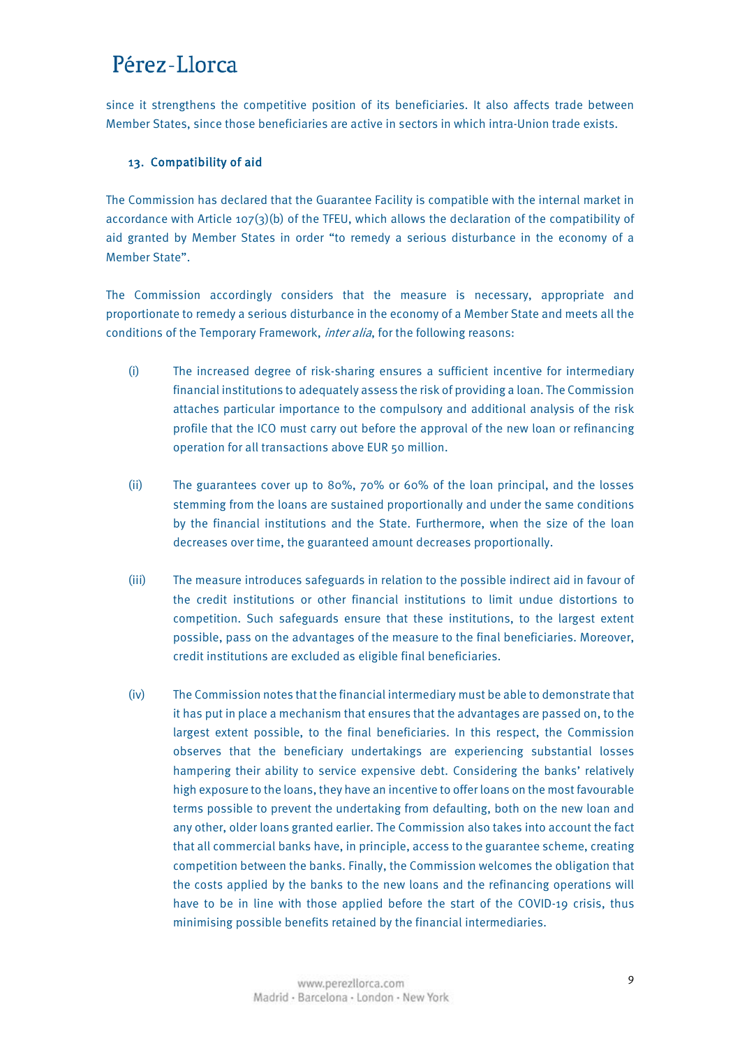since it strengthens the competitive position of its beneficiaries. It also affects trade between Member States, since those beneficiaries are active in sectors in which intra-Union trade exists.

### 13. Compatibility of aid

The Commission has declared that the Guarantee Facility is compatible with the internal market in accordance with Article 107(3)(b) of the TFEU, which allows the declaration of the compatibility of aid granted by Member States in order "to remedy a serious disturbance in the economy of a Member State".

The Commission accordingly considers that the measure is necessary, appropriate and proportionate to remedy a serious disturbance in the economy of a Member State and meets all the conditions of the Temporary Framework, *inter alia*, for the following reasons:

(i) The increased degree of risk-sharing ensures a sufficient incentive for intermediary financial institutions to adequately assess the risk of providing a loan. The Commission attaches particular importance to the compulsory and additional analysis of the risk profile that the ICO must carry out before the approval of the new loan or refinancing operation for all transactions above EUR 50 million.

(ii) The guarantees cover up to 80%, 70% or 60% of the loan principal, and the losses stemming from the loans are sustained proportionally and under the same conditions by the financial institutions and the State. Furthermore, when the size of the loan decreases over time, the guaranteed amount decreases proportionally.

(iii) The measure introduces safeguards in relation to the possible indirect aid in favour of the credit institutions or other financial institutions to limit undue distortions to competition. Such safeguards ensure that these institutions, to the largest extent possible, pass on the advantages of the measure to the final beneficiaries. Moreover, credit institutions are excluded as eligible final beneficiaries.

(iv) The Commission notes that the financial intermediary must be able to demonstrate that it has put in place a mechanism that ensures that the advantages are passed on, to the largest extent possible, to the final beneficiaries. In this respect, the Commission observes that the beneficiary undertakings are experiencing substantial losses hampering their ability to service expensive debt. Considering the banks' relatively high exposure to the loans, they have an incentive to offer loans on the most favourable terms possible to prevent the undertaking from defaulting, both on the new loan and any other, older loans granted earlier. The Commission also takes into account the fact that all commercial banks have, in principle, access to the guarantee scheme, creating competition between the banks. Finally, the Commission welcomes the obligation that the costs applied by the banks to the new loans and the refinancing operations will have to be in line with those applied before the start of the COVID-19 crisis, thus minimising possible benefits retained by the financial intermediaries.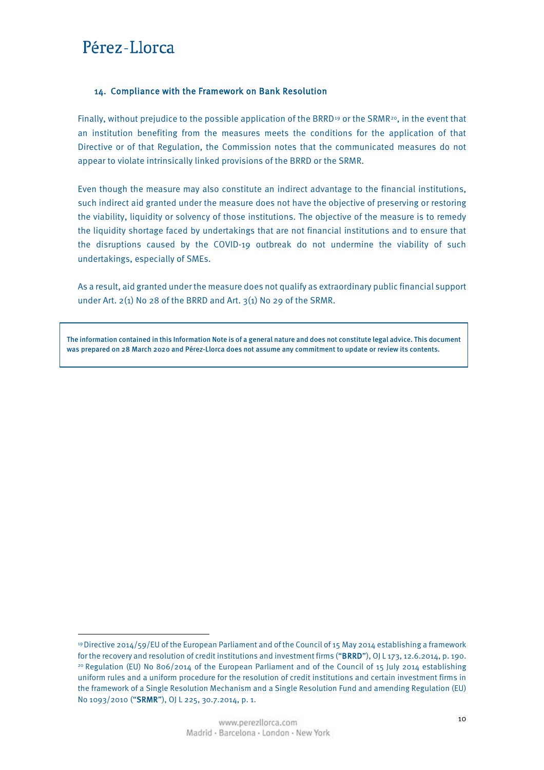### 14. Compliance with the Framework on Bank Resolution

Finally, without prejudice to the possible application of the BRRD[19] or the SRMR[20], in the event that an institution benefiting from the measures meets the conditions for the application of that Directive or of that Regulation, the Commission notes that the communicated measures do not appear to violate intrinsically linked provisions of the BRRD or the SRMR.

Even though the measure may also constitute an indirect advantage to the financial institutions, such indirect aid granted under the measure does not have the objective of preserving or restoring the viability, liquidity or solvency of those institutions. The objective of the measure is to remedy the liquidity shortage faced by undertakings that are not financial institutions and to ensure that the disruptions caused by the COVID-19 outbreak do not undermine the viability of such undertakings, especially of SMEs.

As a result, aid granted under the measure does not qualify as extraordinary public financial support under Art. 2(1) No 28 of the BRRD and Art. 3(1) No 29 of the SRMR.

**The information contained in this Information Note is of a general nature and does not constitute legal advice. This document was prepared on 28 March 2020 and Pérez-Llorca does not assume any commitment to update or review its contents.**

---

[19] Directive 2014/59/EU of the European Parliament and of the Council of 15 May 2014 establishing a framework for the recovery and resolution of credit institutions and investment firms ("**BRRD**"), OJ L 173, 12.6.2014, p. 190.

[20] Regulation (EU) No 806/2014 of the European Parliament and of the Council of 15 July 2014 establishing uniform rules and a uniform procedure for the resolution of credit institutions and certain investment firms in the framework of a Single Resolution Mechanism and a Single Resolution Fund and amending Regulation (EU) No 1093/2010 ("**SRMR**"), OJ L 225, 30.7.2014, p. 1.